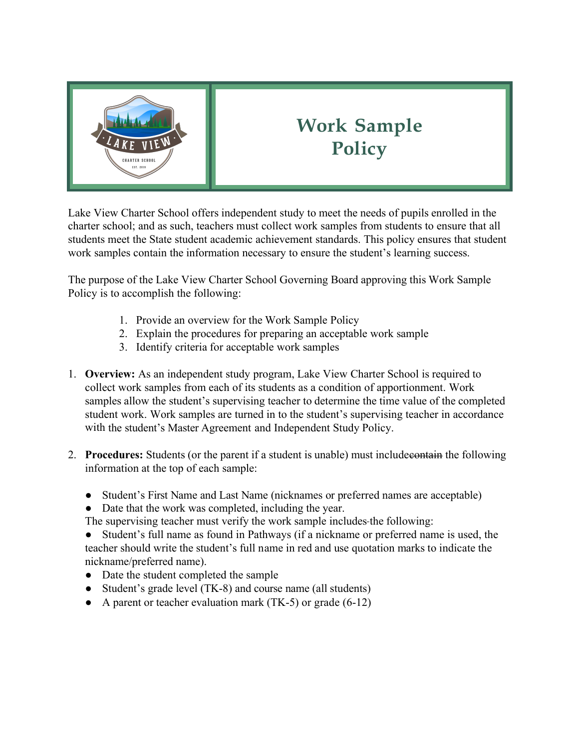# Work Sample Policy

Lake View Charter School offers independent study to meet the needs of pupils enrolled in the charter school; and as such, teachers must collect work samples from students to ensure that all students meet the State student academic achievement standards. This policy ensures that student work samples contain the information necessary to ensure the student's learning success.

The purpose of the Lake View Charter School Governing Board approving this Work Sample Policy is to accomplish the following:

1. Provide an overview for the Work Sample Policy
2. Explain the procedures for preparing an acceptable work sample
3. Identify criteria for acceptable work samples

1. **Overview:** As an independent study program, Lake View Charter School is required to collect work samples from each of its students as a condition of apportionment. Work samples allow the student's supervising teacher to determine the time value of the completed student work. Work samples are turned in to the student's supervising teacher in accordance with the student's Master Agreement and Independent Study Policy.

2. **Procedures:** Students (or the parent if a student is unable) must include~~contain~~ the following information at the top of each sample:

   - Student's First Name and Last Name (nicknames or preferred names are acceptable)
   - Date that the work was completed, including the year.

   The supervising teacher must verify the work sample includes the following:

   - Student's full name as found in Pathways (if a nickname or preferred name is used, the teacher should write the student's full name in red and use quotation marks to indicate the nickname/preferred name).
   - Date the student completed the sample
   - Student's grade level (TK-8) and course name (all students)
   - A parent or teacher evaluation mark (TK-5) or grade (6-12)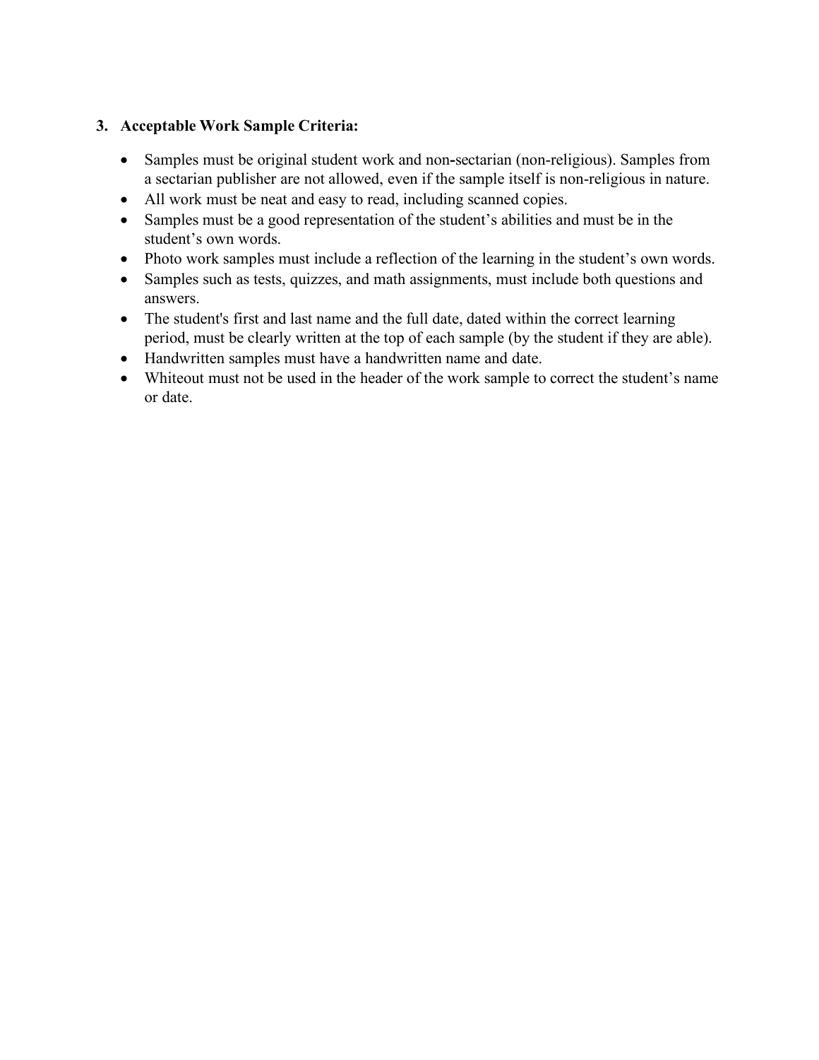3. **Acceptable Work Sample Criteria:**

- Samples must be original student work and non-sectarian (non-religious). Samples from a sectarian publisher are not allowed, even if the sample itself is non-religious in nature.
- All work must be neat and easy to read, including scanned copies.
- Samples must be a good representation of the student's abilities and must be in the student's own words.
- Photo work samples must include a reflection of the learning in the student's own words.
- Samples such as tests, quizzes, and math assignments, must include both questions and answers.
- The student's first and last name and the full date, dated within the correct learning period, must be clearly written at the top of each sample (by the student if they are able).
- Handwritten samples must have a handwritten name and date.
- Whiteout must not be used in the header of the work sample to correct the student's name or date.